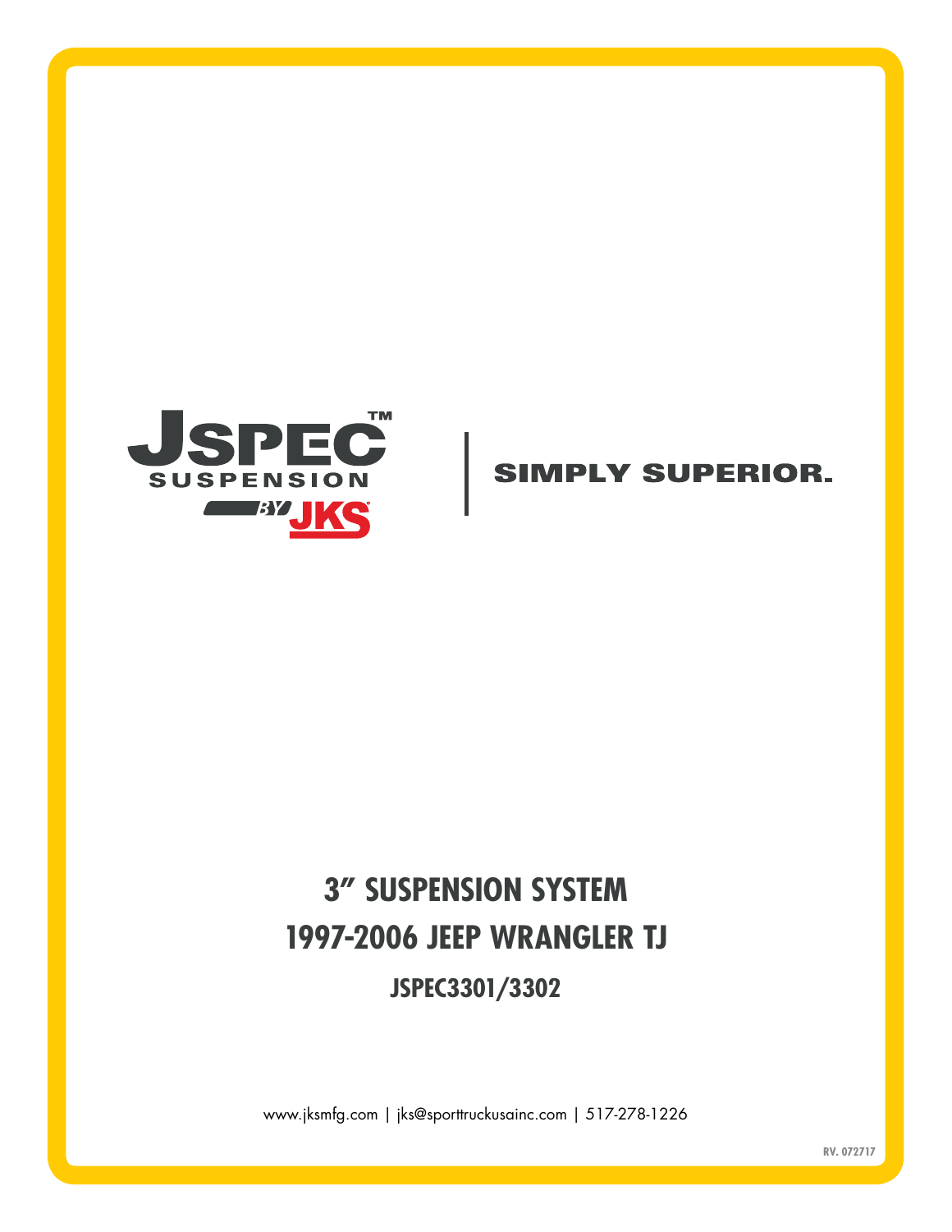JSPEC™ SUSPENSION BY JKS

SIMPLY SUPERIOR.

# 3" SUSPENSION SYSTEM
# 1997-2006 JEEP WRANGLER TJ
## JSPEC3301/3302

www.jksmfg.com | jks@sporttruckusainc.com | 517-278-1226

RV. 072717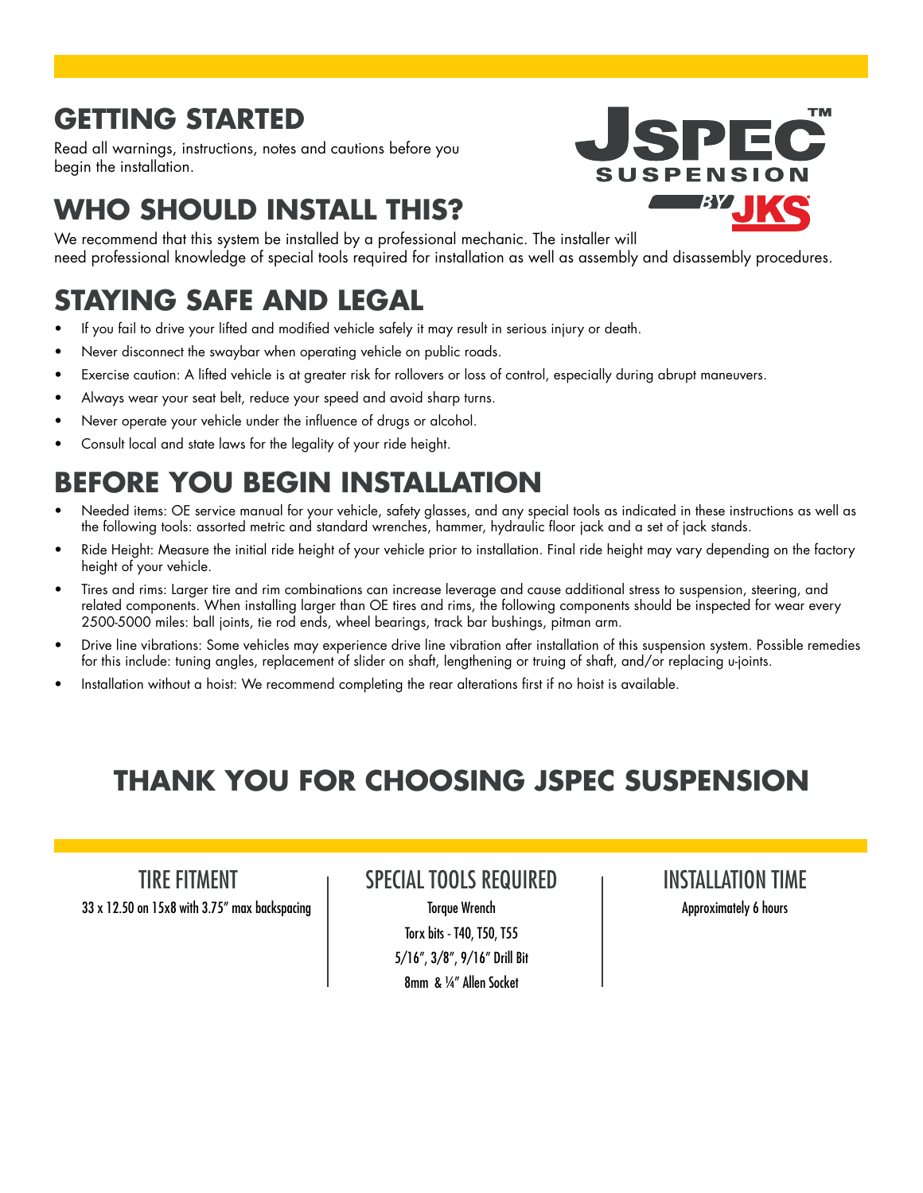## GETTING STARTED

Read all warnings, instructions, notes and cautions before you begin the installation.

## WHO SHOULD INSTALL THIS?

We recommend that this system be installed by a professional mechanic. The installer will need professional knowledge of special tools required for installation as well as assembly and disassembly procedures.

## STAYING SAFE AND LEGAL

- If you fail to drive your lifted and modified vehicle safely it may result in serious injury or death.
- Never disconnect the swaybar when operating vehicle on public roads.
- Exercise caution: A lifted vehicle is at greater risk for rollovers or loss of control, especially during abrupt maneuvers.
- Always wear your seat belt, reduce your speed and avoid sharp turns.
- Never operate your vehicle under the influence of drugs or alcohol.
- Consult local and state laws for the legality of your ride height.

## BEFORE YOU BEGIN INSTALLATION

- Needed items: OE service manual for your vehicle, safety glasses, and any special tools as indicated in these instructions as well as the following tools: assorted metric and standard wrenches, hammer, hydraulic floor jack and a set of jack stands.
- Ride Height: Measure the initial ride height of your vehicle prior to installation. Final ride height may vary depending on the factory height of your vehicle.
- Tires and rims: Larger tire and rim combinations can increase leverage and cause additional stress to suspension, steering, and related components. When installing larger than OE tires and rims, the following components should be inspected for wear every 2500-5000 miles: ball joints, tie rod ends, wheel bearings, track bar bushings, pitman arm.
- Drive line vibrations: Some vehicles may experience drive line vibration after installation of this suspension system. Possible remedies for this include: tuning angles, replacement of slider on shaft, lengthening or truing of shaft, and/or replacing u-joints.
- Installation without a hoist: We recommend completing the rear alterations first if no hoist is available.

## THANK YOU FOR CHOOSING JSPEC SUSPENSION

### TIRE FITMENT

33 x 12.50 on 15x8 with 3.75" max backspacing

### SPECIAL TOOLS REQUIRED

Torque Wrench

Torx bits - T40, T50, T55

5/16", 3/8", 9/16" Drill Bit

8mm & ¼" Allen Socket

### INSTALLATION TIME

Approximately 6 hours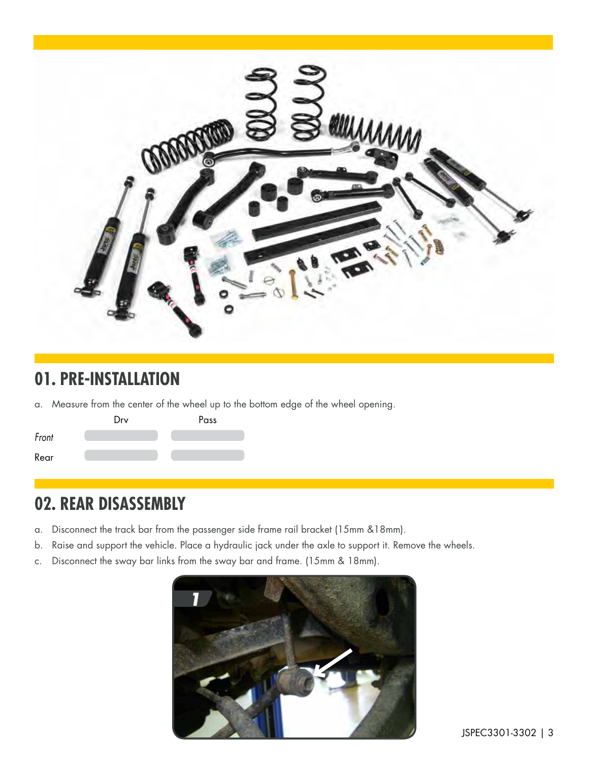## 01. PRE-INSTALLATION

a. Measure from the center of the wheel up to the bottom edge of the wheel opening.

| | Drv | Pass |
|---|---|---|
| *Front* | | |
| Rear | | |

## 02. REAR DISASSEMBLY

a. Disconnect the track bar from the passenger side frame rail bracket (15mm &18mm).
b. Raise and support the vehicle. Place a hydraulic jack under the axle to support it. Remove the wheels.
c. Disconnect the sway bar links from the sway bar and frame. (15mm & 18mm).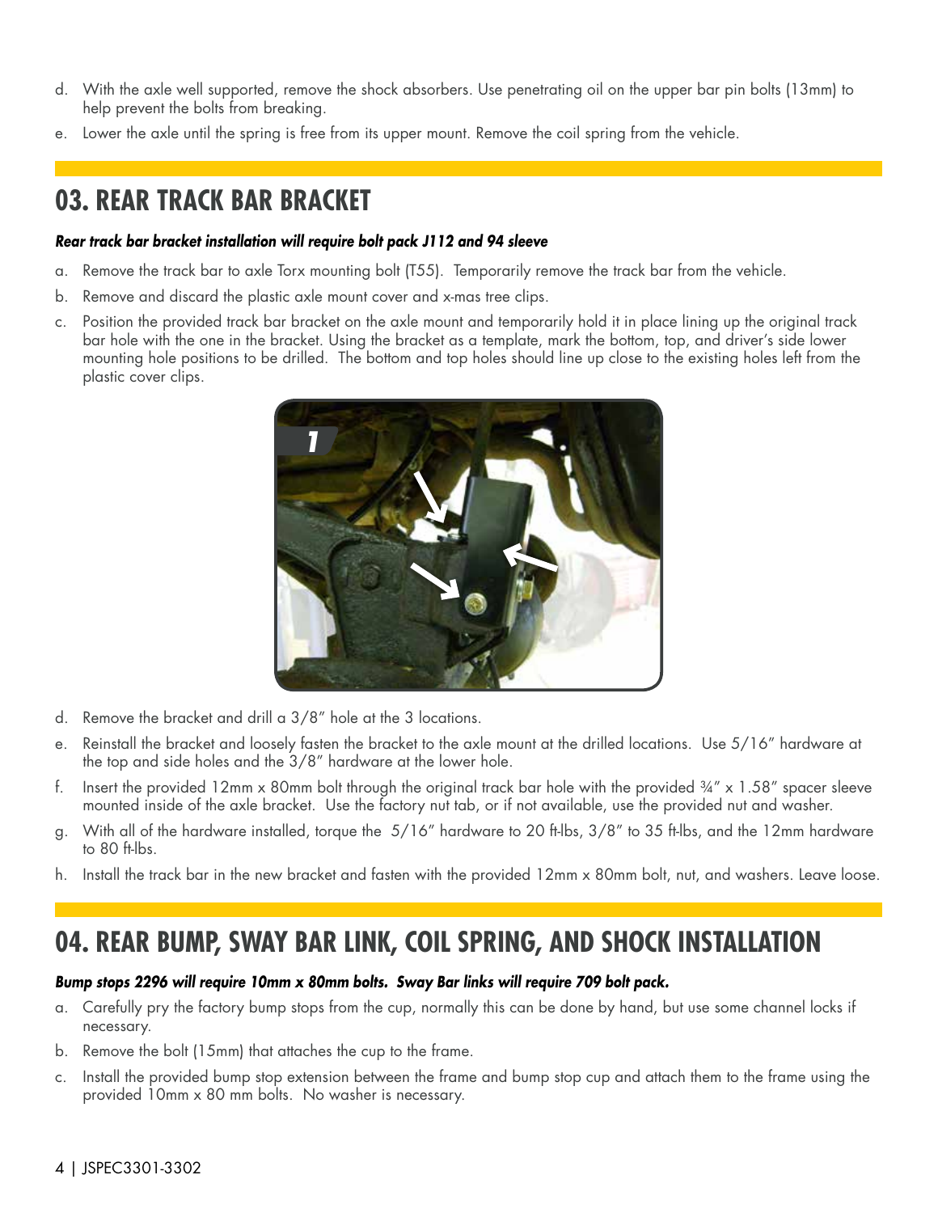d. With the axle well supported, remove the shock absorbers. Use penetrating oil on the upper bar pin bolts (13mm) to help prevent the bolts from breaking.
e. Lower the axle until the spring is free from its upper mount. Remove the coil spring from the vehicle.

## 03. REAR TRACK BAR BRACKET

***Rear track bar bracket installation will require bolt pack J112 and 94 sleeve***

a. Remove the track bar to axle Torx mounting bolt (T55). Temporarily remove the track bar from the vehicle.
b. Remove and discard the plastic axle mount cover and x-mas tree clips.
c. Position the provided track bar bracket on the axle mount and temporarily hold it in place lining up the original track bar hole with the one in the bracket. Using the bracket as a template, mark the bottom, top, and driver's side lower mounting hole positions to be drilled. The bottom and top holes should line up close to the existing holes left from the plastic cover clips.
d. Remove the bracket and drill a 3/8" hole at the 3 locations.
e. Reinstall the bracket and loosely fasten the bracket to the axle mount at the drilled locations. Use 5/16" hardware at the top and side holes and the 3/8" hardware at the lower hole.
f. Insert the provided 12mm x 80mm bolt through the original track bar hole with the provided ¾" x 1.58" spacer sleeve mounted inside of the axle bracket. Use the factory nut tab, or if not available, use the provided nut and washer.
g. With all of the hardware installed, torque the 5/16" hardware to 20 ft-lbs, 3/8" to 35 ft-lbs, and the 12mm hardware to 80 ft-lbs.
h. Install the track bar in the new bracket and fasten with the provided 12mm x 80mm bolt, nut, and washers. Leave loose.

## 04. REAR BUMP, SWAY BAR LINK, COIL SPRING, AND SHOCK INSTALLATION

***Bump stops 2296 will require 10mm x 80mm bolts. Sway Bar links will require 709 bolt pack.***

a. Carefully pry the factory bump stops from the cup, normally this can be done by hand, but use some channel locks if necessary.
b. Remove the bolt (15mm) that attaches the cup to the frame.
c. Install the provided bump stop extension between the frame and bump stop cup and attach them to the frame using the provided 10mm x 80 mm bolts. No washer is necessary.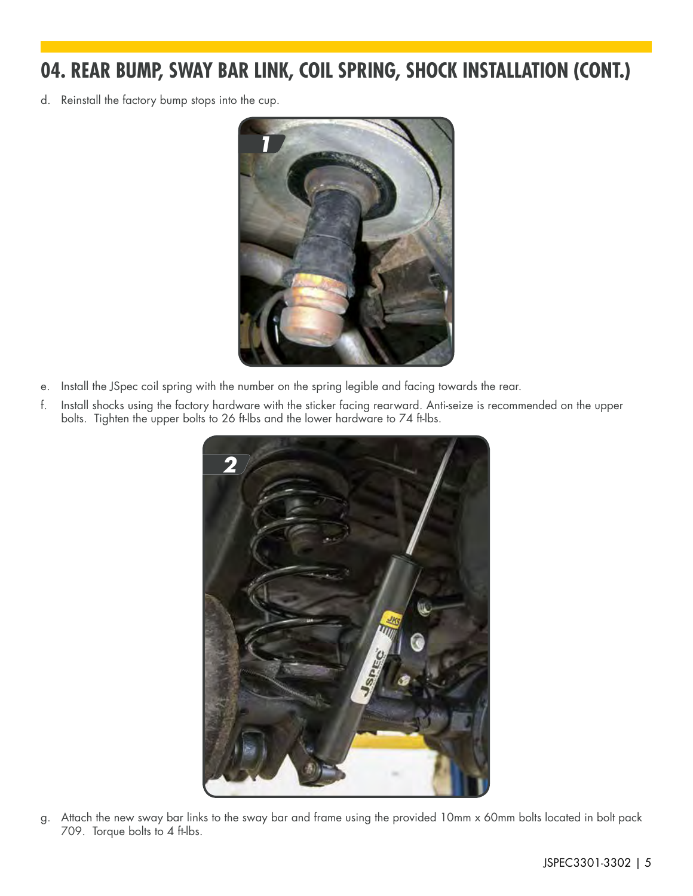## 04. REAR BUMP, SWAY BAR LINK, COIL SPRING, SHOCK INSTALLATION (CONT.)

d. Reinstall the factory bump stops into the cup.

e. Install the JSpec coil spring with the number on the spring legible and facing towards the rear.

f. Install shocks using the factory hardware with the sticker facing rearward. Anti-seize is recommended on the upper bolts. Tighten the upper bolts to 26 ft-lbs and the lower hardware to 74 ft-lbs.

g. Attach the new sway bar links to the sway bar and frame using the provided 10mm x 60mm bolts located in bolt pack 709. Torque bolts to 4 ft-lbs.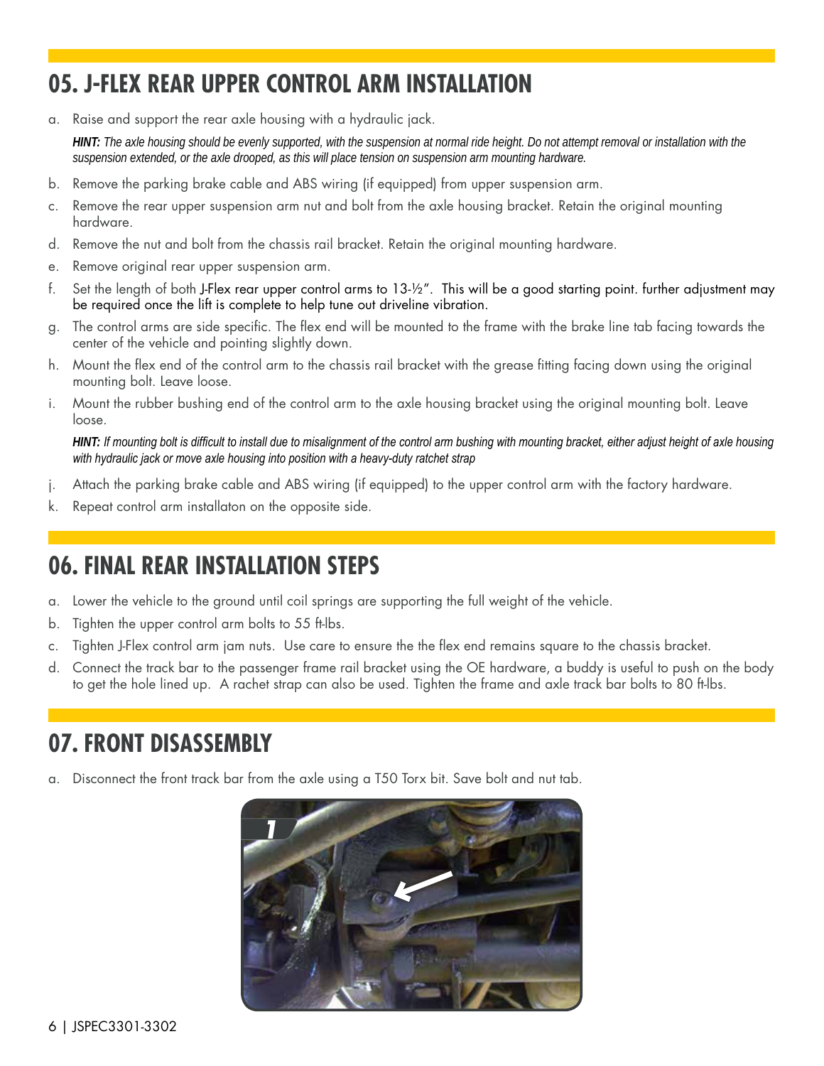## 05. J-FLEX REAR UPPER CONTROL ARM INSTALLATION

a. Raise and support the rear axle housing with a hydraulic jack.

   ***HINT:** The axle housing should be evenly supported, with the suspension at normal ride height. Do not attempt removal or installation with the suspension extended, or the axle drooped, as this will place tension on suspension arm mounting hardware.*

b. Remove the parking brake cable and ABS wiring (if equipped) from upper suspension arm.

c. Remove the rear upper suspension arm nut and bolt from the axle housing bracket. Retain the original mounting hardware.

d. Remove the nut and bolt from the chassis rail bracket. Retain the original mounting hardware.

e. Remove original rear upper suspension arm.

f. Set the length of both J-Flex rear upper control arms to 13-½". This will be a good starting point. further adjustment may be required once the lift is complete to help tune out driveline vibration.

g. The control arms are side specific. The flex end will be mounted to the frame with the brake line tab facing towards the center of the vehicle and pointing slightly down.

h. Mount the flex end of the control arm to the chassis rail bracket with the grease fitting facing down using the original mounting bolt. Leave loose.

i. Mount the rubber bushing end of the control arm to the axle housing bracket using the original mounting bolt. Leave loose.

   ***HINT:** If mounting bolt is difficult to install due to misalignment of the control arm bushing with mounting bracket, either adjust height of axle housing with hydraulic jack or move axle housing into position with a heavy-duty ratchet strap*

j. Attach the parking brake cable and ABS wiring (if equipped) to the upper control arm with the factory hardware.

k. Repeat control arm installaton on the opposite side.

## 06. FINAL REAR INSTALLATION STEPS

a. Lower the vehicle to the ground until coil springs are supporting the full weight of the vehicle.

b. Tighten the upper control arm bolts to 55 ft-lbs.

c. Tighten J-Flex control arm jam nuts. Use care to ensure the the flex end remains square to the chassis bracket.

d. Connect the track bar to the passenger frame rail bracket using the OE hardware, a buddy is useful to push on the body to get the hole lined up. A rachet strap can also be used. Tighten the frame and axle track bar bolts to 80 ft-lbs.

## 07. FRONT DISASSEMBLY

a. Disconnect the front track bar from the axle using a T50 Torx bit. Save bolt and nut tab.

1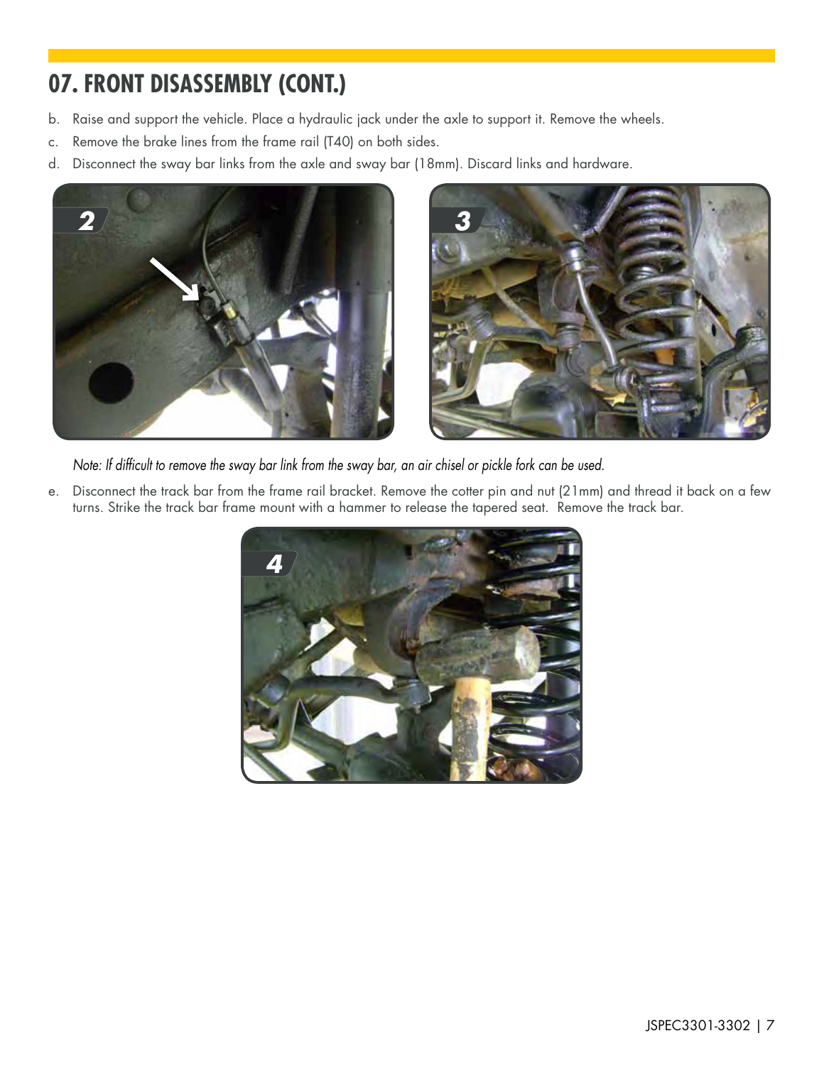## 07. FRONT DISASSEMBLY (CONT.)

b. Raise and support the vehicle. Place a hydraulic jack under the axle to support it. Remove the wheels.

c. Remove the brake lines from the frame rail (T40) on both sides.

d. Disconnect the sway bar links from the axle and sway bar (18mm). Discard links and hardware.

*Note: If difficult to remove the sway bar link from the sway bar, an air chisel or pickle fork can be used.*

e. Disconnect the track bar from the frame rail bracket. Remove the cotter pin and nut (21mm) and thread it back on a few turns. Strike the track bar frame mount with a hammer to release the tapered seat. Remove the track bar.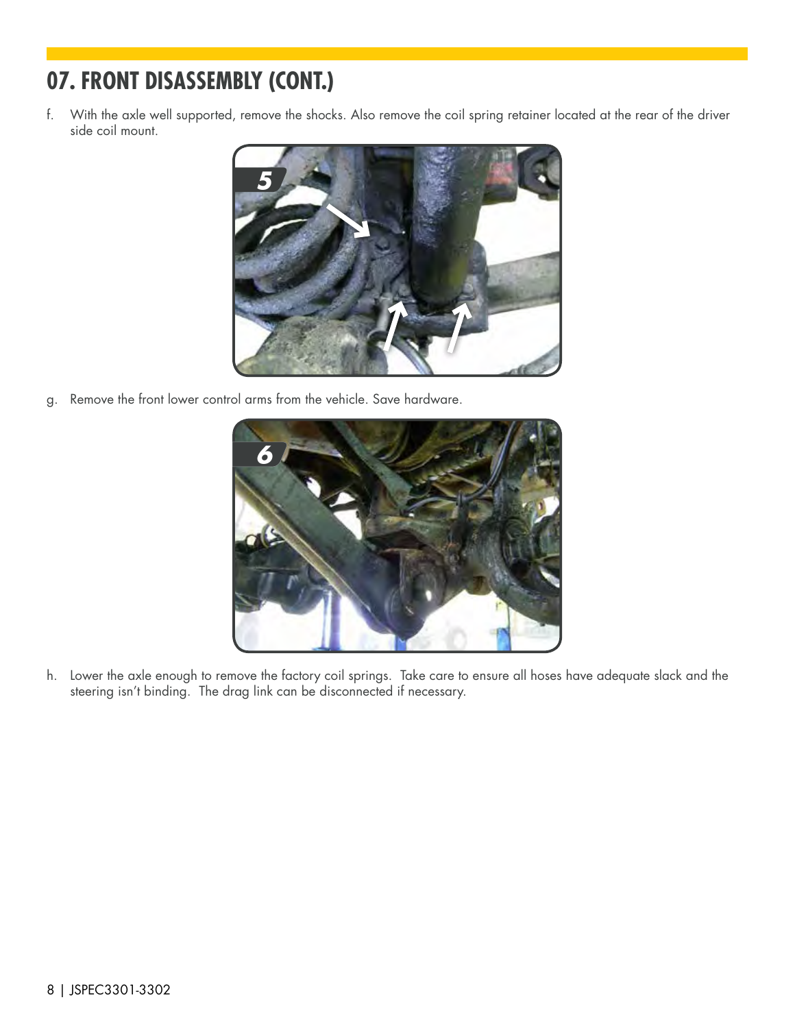# 07. FRONT DISASSEMBLY (CONT.)

f. With the axle well supported, remove the shocks. Also remove the coil spring retainer located at the rear of the driver side coil mount.

g. Remove the front lower control arms from the vehicle. Save hardware.

h. Lower the axle enough to remove the factory coil springs. Take care to ensure all hoses have adequate slack and the steering isn't binding. The drag link can be disconnected if necessary.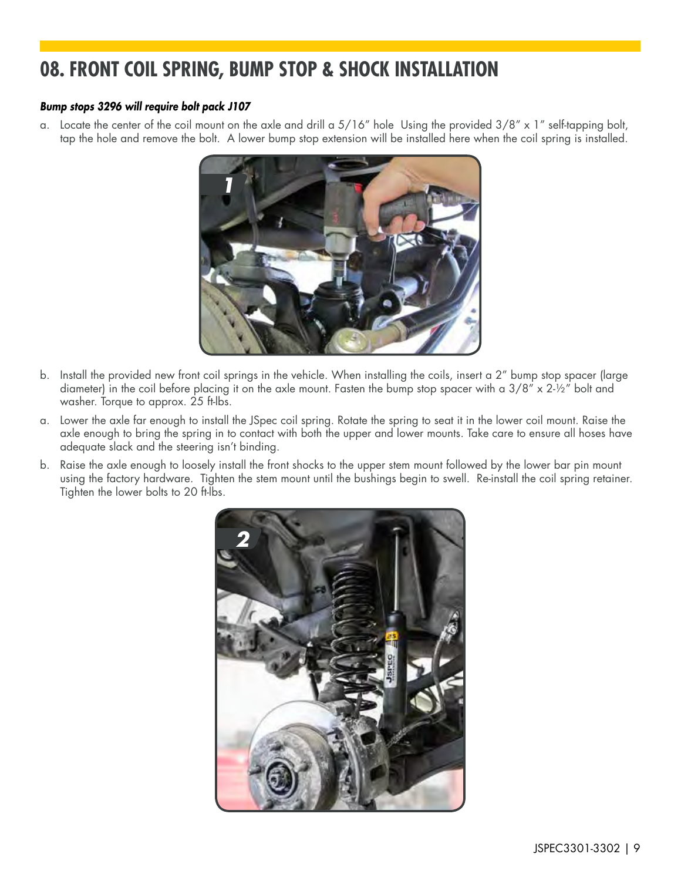# 08. FRONT COIL SPRING, BUMP STOP & SHOCK INSTALLATION

***Bump stops 3296 will require bolt pack J107***

a. Locate the center of the coil mount on the axle and drill a 5/16" hole Using the provided 3/8" x 1" self-tapping bolt, tap the hole and remove the bolt. A lower bump stop extension will be installed here when the coil spring is installed.

b. Install the provided new front coil springs in the vehicle. When installing the coils, insert a 2" bump stop spacer (large diameter) in the coil before placing it on the axle mount. Fasten the bump stop spacer with a 3/8" x 2-½" bolt and washer. Torque to approx. 25 ft-lbs.

a. Lower the axle far enough to install the JSpec coil spring. Rotate the spring to seat it in the lower coil mount. Raise the axle enough to bring the spring in to contact with both the upper and lower mounts. Take care to ensure all hoses have adequate slack and the steering isn't binding.

b. Raise the axle enough to loosely install the front shocks to the upper stem mount followed by the lower bar pin mount using the factory hardware. Tighten the stem mount until the bushings begin to swell. Re-install the coil spring retainer. Tighten the lower bolts to 20 ft-lbs.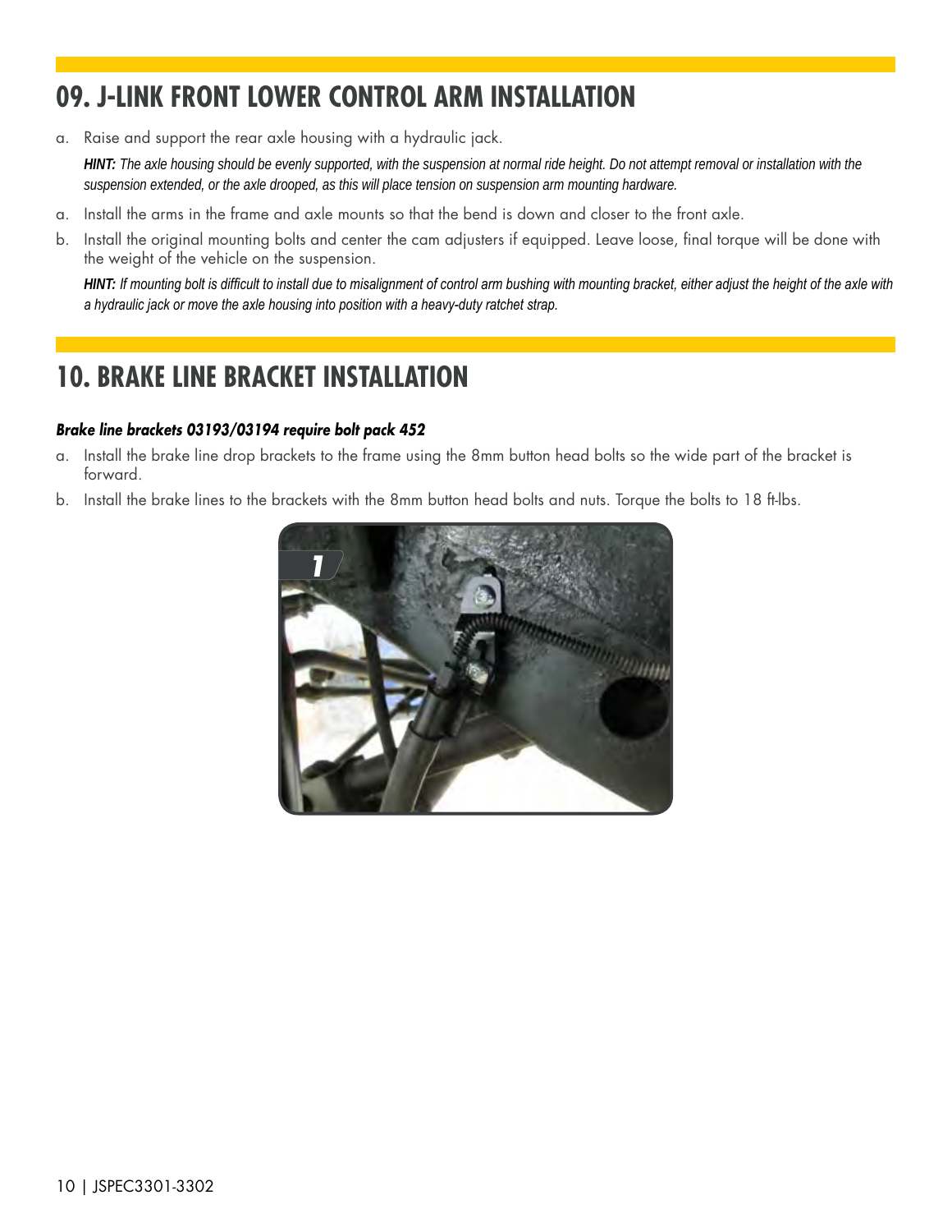## 09. J-LINK FRONT LOWER CONTROL ARM INSTALLATION

a. Raise and support the rear axle housing with a hydraulic jack.

   ***HINT:*** *The axle housing should be evenly supported, with the suspension at normal ride height. Do not attempt removal or installation with the suspension extended, or the axle drooped, as this will place tension on suspension arm mounting hardware.*

a. Install the arms in the frame and axle mounts so that the bend is down and closer to the front axle.

b. Install the original mounting bolts and center the cam adjusters if equipped. Leave loose, final torque will be done with the weight of the vehicle on the suspension.

   ***HINT:*** *If mounting bolt is difficult to install due to misalignment of control arm bushing with mounting bracket, either adjust the height of the axle with a hydraulic jack or move the axle housing into position with a heavy-duty ratchet strap.*

## 10. BRAKE LINE BRACKET INSTALLATION

***Brake line brackets 03193/03194 require bolt pack 452***

a. Install the brake line drop brackets to the frame using the 8mm button head bolts so the wide part of the bracket is forward.

b. Install the brake lines to the brackets with the 8mm button head bolts and nuts. Torque the bolts to 18 ft-lbs.

1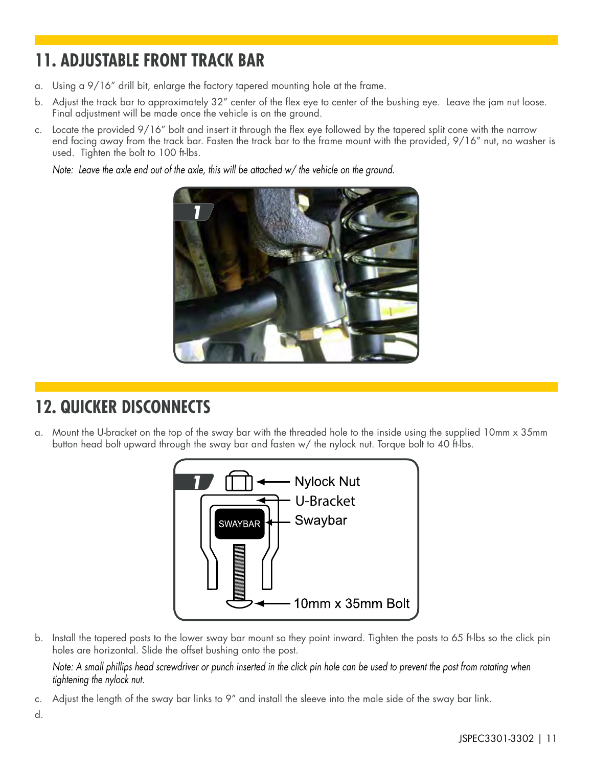## 11. ADJUSTABLE FRONT TRACK BAR

a. Using a 9/16" drill bit, enlarge the factory tapered mounting hole at the frame.

b. Adjust the track bar to approximately 32" center of the flex eye to center of the bushing eye. Leave the jam nut loose. Final adjustment will be made once the vehicle is on the ground.

c. Locate the provided 9/16" bolt and insert it through the flex eye followed by the tapered split cone with the narrow end facing away from the track bar. Fasten the track bar to the frame mount with the provided, 9/16" nut, no washer is used. Tighten the bolt to 100 ft-lbs.

*Note: Leave the axle end out of the axle, this will be attached w/ the vehicle on the ground.*

## 12. QUICKER DISCONNECTS

a. Mount the U-bracket on the top of the sway bar with the threaded hole to the inside using the supplied 10mm x 35mm button head bolt upward through the sway bar and fasten w/ the nylock nut. Torque bolt to 40 ft-lbs.

b. Install the tapered posts to the lower sway bar mount so they point inward. Tighten the posts to 65 ft-lbs so the click pin holes are horizontal. Slide the offset bushing onto the post.

*Note: A small phillips head screwdriver or punch inserted in the click pin hole can be used to prevent the post from rotating when tightening the nylock nut.*

c. Adjust the length of the sway bar links to 9" and install the sleeve into the male side of the sway bar link.

d.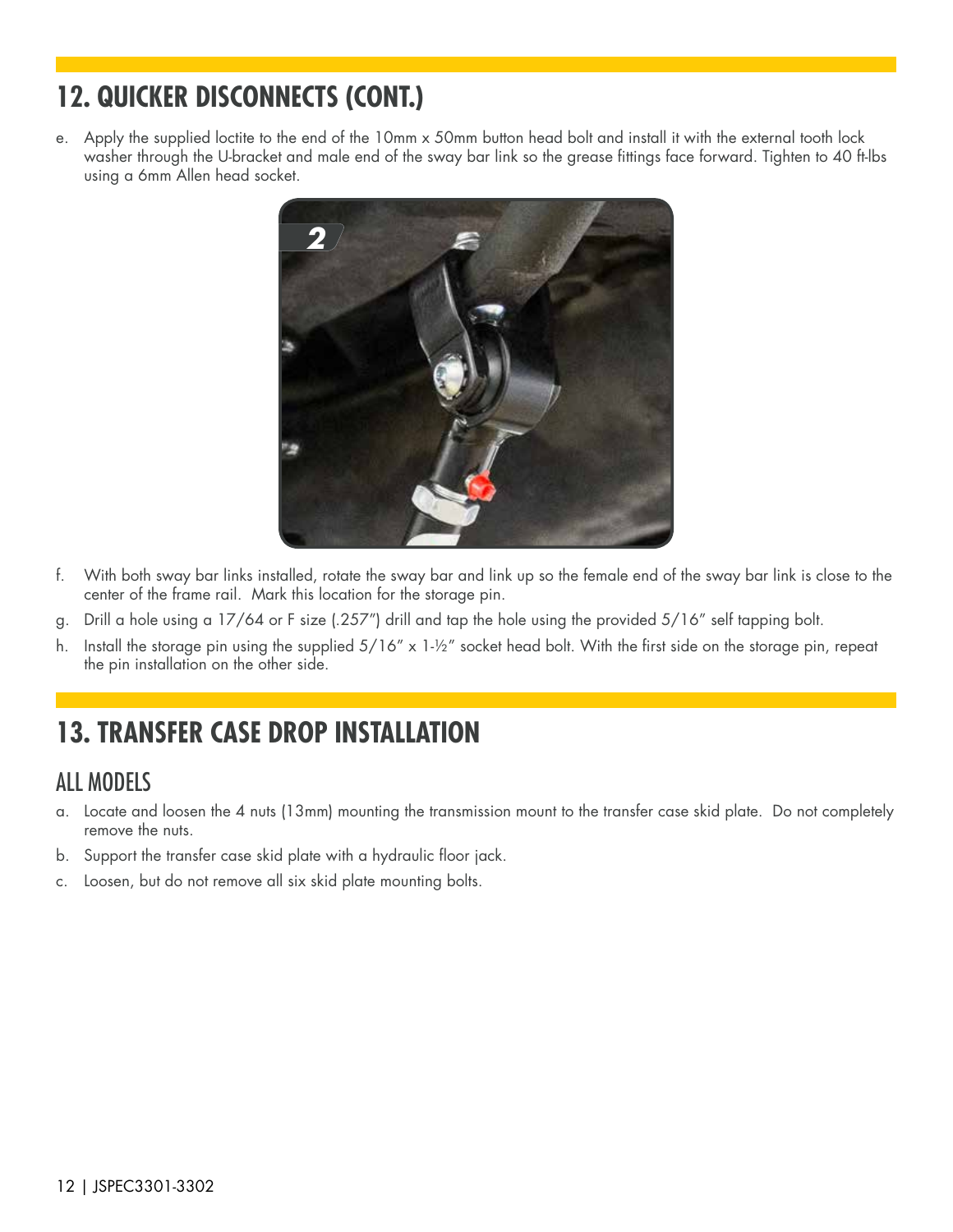## 12. QUICKER DISCONNECTS (CONT.)

e. Apply the supplied loctite to the end of the 10mm x 50mm button head bolt and install it with the external tooth lock washer through the U-bracket and male end of the sway bar link so the grease fittings face forward. Tighten to 40 ft-lbs using a 6mm Allen head socket.

f. With both sway bar links installed, rotate the sway bar and link up so the female end of the sway bar link is close to the center of the frame rail. Mark this location for the storage pin.

g. Drill a hole using a 17/64 or F size (.257") drill and tap the hole using the provided 5/16" self tapping bolt.

h. Install the storage pin using the supplied 5/16" x 1-½" socket head bolt. With the first side on the storage pin, repeat the pin installation on the other side.

## 13. TRANSFER CASE DROP INSTALLATION

### ALL MODELS

a. Locate and loosen the 4 nuts (13mm) mounting the transmission mount to the transfer case skid plate. Do not completely remove the nuts.

b. Support the transfer case skid plate with a hydraulic floor jack.

c. Loosen, but do not remove all six skid plate mounting bolts.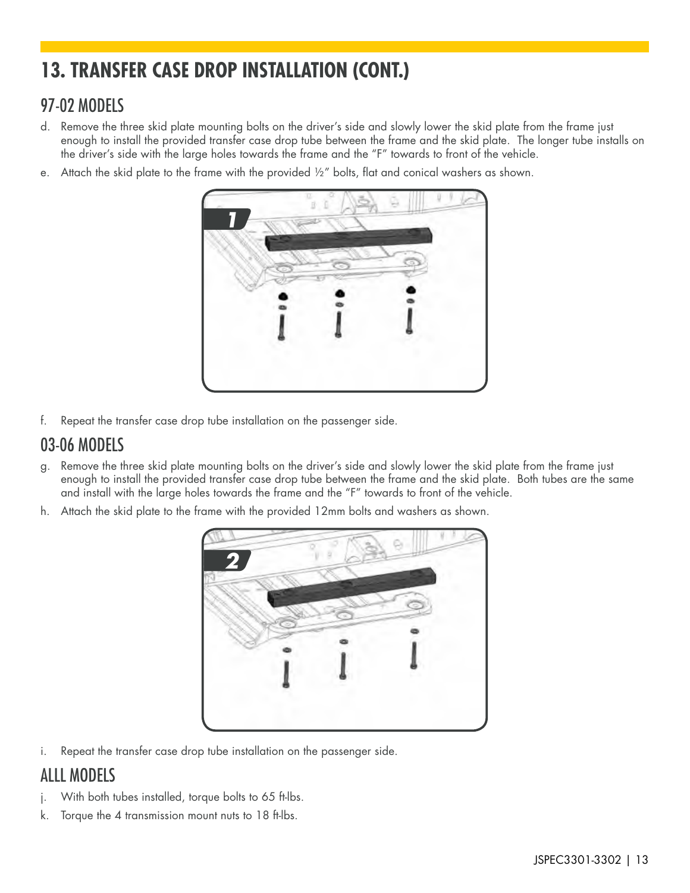# 13. TRANSFER CASE DROP INSTALLATION (CONT.)

## 97-02 MODELS

d. Remove the three skid plate mounting bolts on the driver's side and slowly lower the skid plate from the frame just enough to install the provided transfer case drop tube between the frame and the skid plate. The longer tube installs on the driver's side with the large holes towards the frame and the "F" towards to front of the vehicle.

e. Attach the skid plate to the frame with the provided ½" bolts, flat and conical washers as shown.

f. Repeat the transfer case drop tube installation on the passenger side.

## 03-06 MODELS

g. Remove the three skid plate mounting bolts on the driver's side and slowly lower the skid plate from the frame just enough to install the provided transfer case drop tube between the frame and the skid plate. Both tubes are the same and install with the large holes towards the frame and the "F" towards to front of the vehicle.

h. Attach the skid plate to the frame with the provided 12mm bolts and washers as shown.

i. Repeat the transfer case drop tube installation on the passenger side.

## ALLL MODELS

j. With both tubes installed, torque bolts to 65 ft-lbs.

k. Torque the 4 transmission mount nuts to 18 ft-lbs.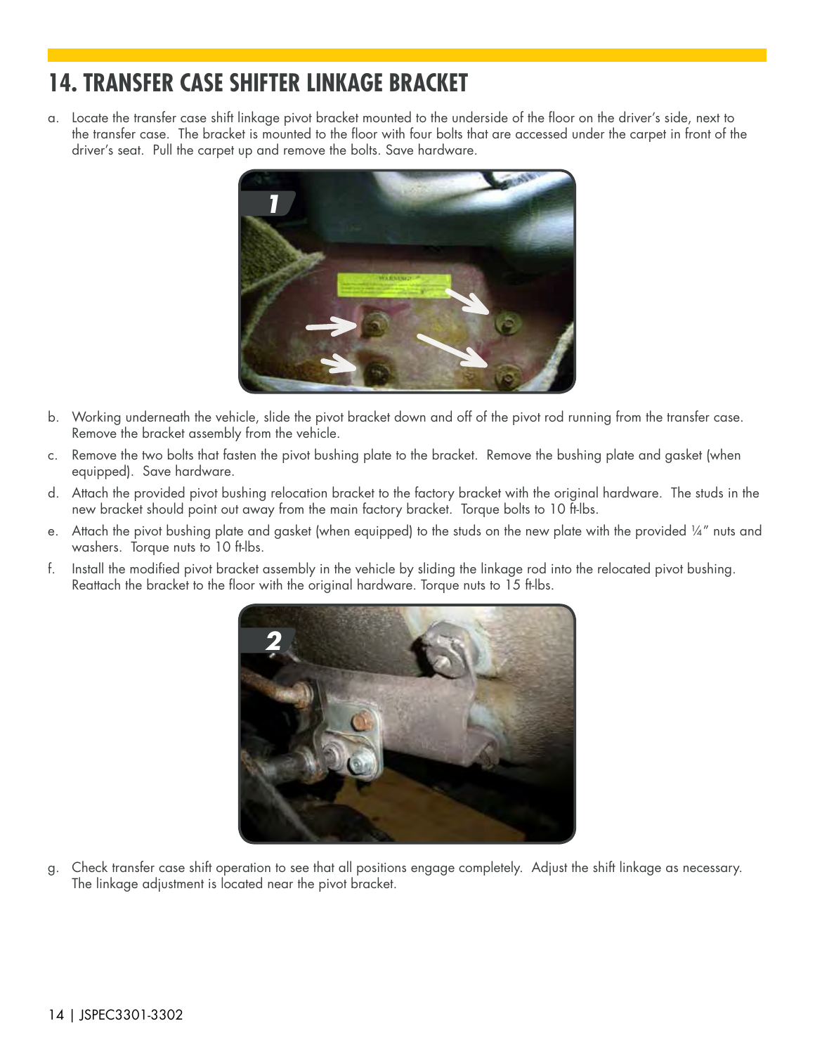# 14. TRANSFER CASE SHIFTER LINKAGE BRACKET

a. Locate the transfer case shift linkage pivot bracket mounted to the underside of the floor on the driver's side, next to the transfer case. The bracket is mounted to the floor with four bolts that are accessed under the carpet in front of the driver's seat. Pull the carpet up and remove the bolts. Save hardware.

b. Working underneath the vehicle, slide the pivot bracket down and off of the pivot rod running from the transfer case. Remove the bracket assembly from the vehicle.

c. Remove the two bolts that fasten the pivot bushing plate to the bracket. Remove the bushing plate and gasket (when equipped). Save hardware.

d. Attach the provided pivot bushing relocation bracket to the factory bracket with the original hardware. The studs in the new bracket should point out away from the main factory bracket. Torque bolts to 10 ft-lbs.

e. Attach the pivot bushing plate and gasket (when equipped) to the studs on the new plate with the provided ¼" nuts and washers. Torque nuts to 10 ft-lbs.

f. Install the modified pivot bracket assembly in the vehicle by sliding the linkage rod into the relocated pivot bushing. Reattach the bracket to the floor with the original hardware. Torque nuts to 15 ft-lbs.

g. Check transfer case shift operation to see that all positions engage completely. Adjust the shift linkage as necessary. The linkage adjustment is located near the pivot bracket.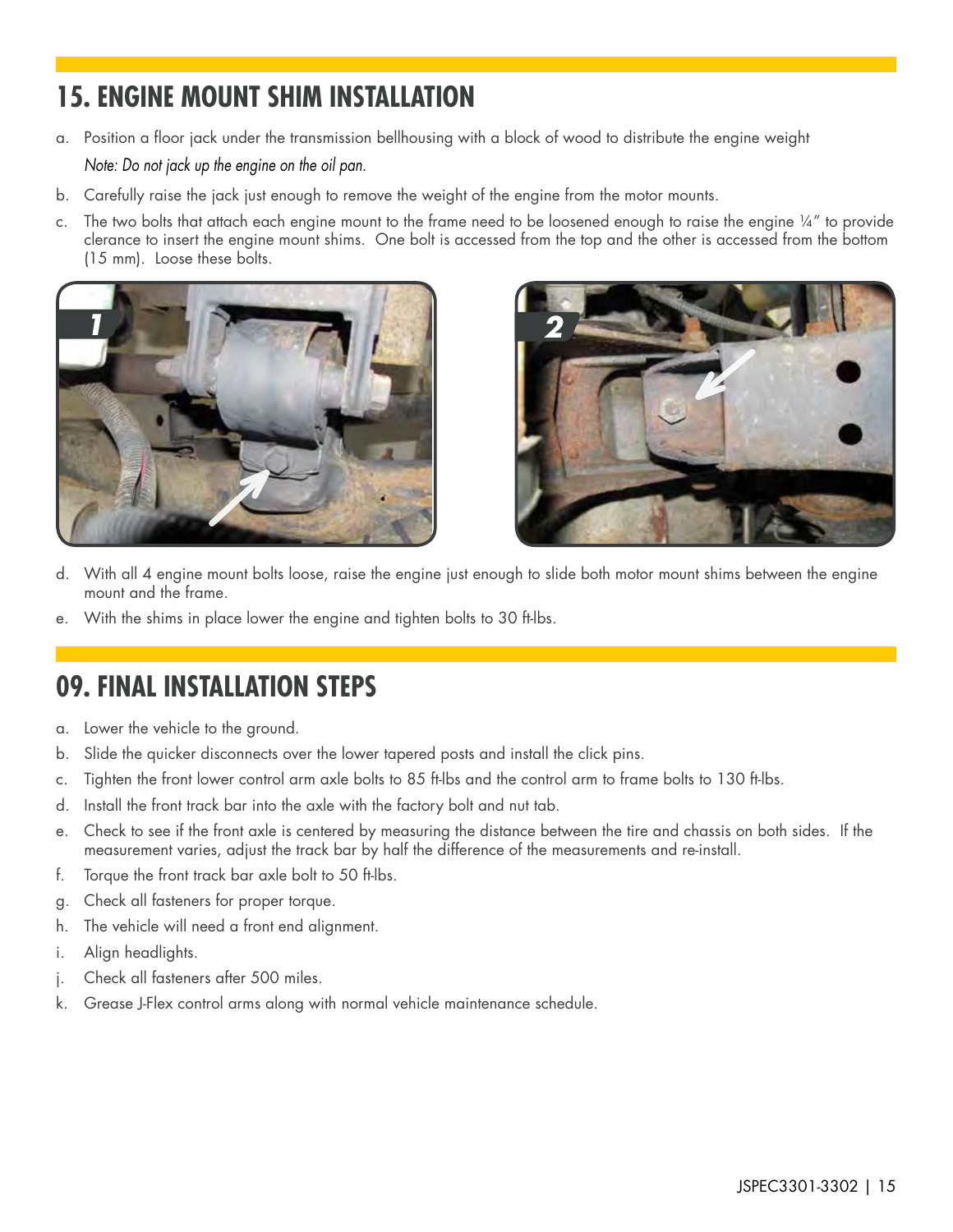## 15. ENGINE MOUNT SHIM INSTALLATION

a. Position a floor jack under the transmission bellhousing with a block of wood to distribute the engine weight

   *Note: Do not jack up the engine on the oil pan.*

b. Carefully raise the jack just enough to remove the weight of the engine from the motor mounts.

c. The two bolts that attach each engine mount to the frame need to be loosened enough to raise the engine ¼" to provide clerance to insert the engine mount shims. One bolt is accessed from the top and the other is accessed from the bottom (15 mm). Loose these bolts.

d. With all 4 engine mount bolts loose, raise the engine just enough to slide both motor mount shims between the engine mount and the frame.

e. With the shims in place lower the engine and tighten bolts to 30 ft-lbs.

## 09. FINAL INSTALLATION STEPS

a. Lower the vehicle to the ground.

b. Slide the quicker disconnects over the lower tapered posts and install the click pins.

c. Tighten the front lower control arm axle bolts to 85 ft-lbs and the control arm to frame bolts to 130 ft-lbs.

d. Install the front track bar into the axle with the factory bolt and nut tab.

e. Check to see if the front axle is centered by measuring the distance between the tire and chassis on both sides. If the measurement varies, adjust the track bar by half the difference of the measurements and re-install.

f. Torque the front track bar axle bolt to 50 ft-lbs.

g. Check all fasteners for proper torque.

h. The vehicle will need a front end alignment.

i. Align headlights.

j. Check all fasteners after 500 miles.

k. Grease J-Flex control arms along with normal vehicle maintenance schedule.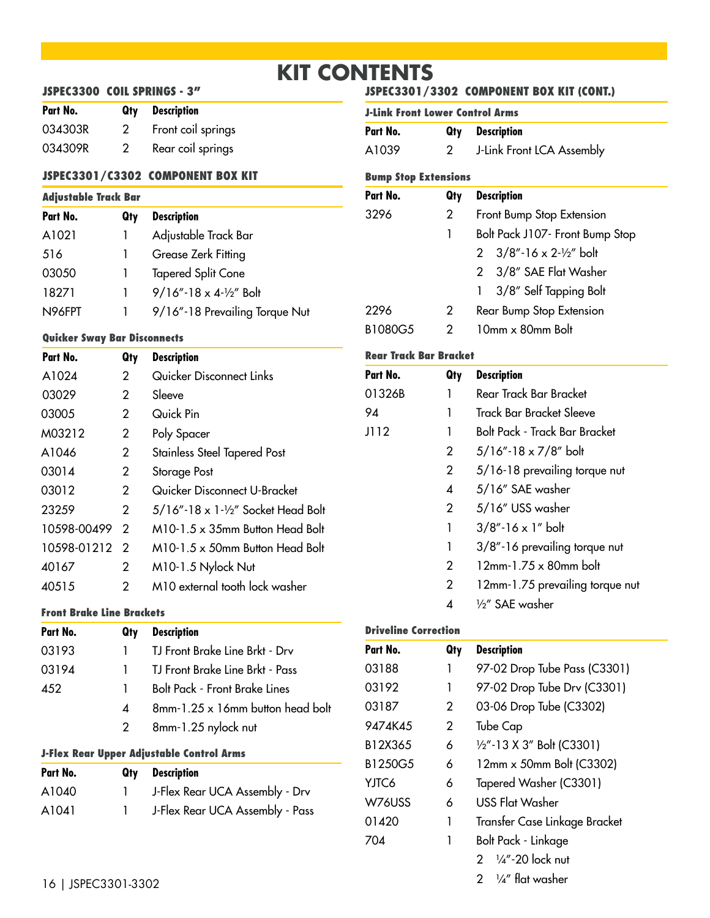# KIT CONTENTS

## JSPEC3300 COIL SPRINGS - 3"

| Part No. | Qty | Description |
|---|---|---|
| 034303R | 2 | Front coil springs |
| 034309R | 2 | Rear coil springs |

## JSPEC3301/C3302 COMPONENT BOX KIT

### Adjustable Track Bar

| Part No. | Qty | Description |
|---|---|---|
| A1021 | 1 | Adjustable Track Bar |
| 516 | 1 | Grease Zerk Fitting |
| 03050 | 1 | Tapered Split Cone |
| 18271 | 1 | 9/16"-18 x 4-½" Bolt |
| N96FPT | 1 | 9/16"-18 Prevailing Torque Nut |

### Quicker Sway Bar Disconnects

| Part No. | Qty | Description |
|---|---|---|
| A1024 | 2 | Quicker Disconnect Links |
| 03029 | 2 | Sleeve |
| 03005 | 2 | Quick Pin |
| M03212 | 2 | Poly Spacer |
| A1046 | 2 | Stainless Steel Tapered Post |
| 03014 | 2 | Storage Post |
| 03012 | 2 | Quicker Disconnect U-Bracket |
| 23259 | 2 | 5/16"-18 x 1-½" Socket Head Bolt |
| 10598-00499 | 2 | M10-1.5 x 35mm Button Head Bolt |
| 10598-01212 | 2 | M10-1.5 x 50mm Button Head Bolt |
| 40167 | 2 | M10-1.5 Nylock Nut |
| 40515 | 2 | M10 external tooth lock washer |

### Front Brake Line Brackets

| Part No. | Qty | Description |
|---|---|---|
| 03193 | 1 | TJ Front Brake Line Brkt - Drv |
| 03194 | 1 | TJ Front Brake Line Brkt - Pass |
| 452 | 1 | Bolt Pack - Front Brake Lines |
| | 4 | 8mm-1.25 x 16mm button head bolt |
| | 2 | 8mm-1.25 nylock nut |

### J-Flex Rear Upper Adjustable Control Arms

| Part No. | Qty | Description |
|---|---|---|
| A1040 | 1 | J-Flex Rear UCA Assembly - Drv |
| A1041 | 1 | J-Flex Rear UCA Assembly - Pass |

## JSPEC3301/3302 COMPONENT BOX KIT (CONT.)

### J-Link Front Lower Control Arms

| Part No. | Qty | Description |
|---|---|---|
| A1039 | 2 | J-Link Front LCA Assembly |

### Bump Stop Extensions

| Part No. | Qty | Description |
|---|---|---|
| 3296 | 2 | Front Bump Stop Extension |
| | 1 | Bolt Pack J107- Front Bump Stop |
| | | 2 3/8"-16 x 2-½" bolt |
| | | 2 3/8" SAE Flat Washer |
| | | 1 3/8" Self Tapping Bolt |
| 2296 | 2 | Rear Bump Stop Extension |
| B1080G5 | 2 | 10mm x 80mm Bolt |

### Rear Track Bar Bracket

| Part No. | Qty | Description |
|---|---|---|
| 01326B | 1 | Rear Track Bar Bracket |
| 94 | 1 | Track Bar Bracket Sleeve |
| J112 | 1 | Bolt Pack - Track Bar Bracket |
| | 2 | 5/16"-18 x 7/8" bolt |
| | 2 | 5/16-18 prevailing torque nut |
| | 4 | 5/16" SAE washer |
| | 2 | 5/16" USS washer |
| | 1 | 3/8"-16 x 1" bolt |
| | 1 | 3/8"-16 prevailing torque nut |
| | 2 | 12mm-1.75 x 80mm bolt |
| | 2 | 12mm-1.75 prevailing torque nut |
| | 4 | ½" SAE washer |

### Driveline Correction

| Part No. | Qty | Description |
|---|---|---|
| 03188 | 1 | 97-02 Drop Tube Pass (C3301) |
| 03192 | 1 | 97-02 Drop Tube Drv (C3301) |
| 03187 | 2 | 03-06 Drop Tube (C3302) |
| 9474K45 | 2 | Tube Cap |
| B12X365 | 6 | ½"-13 X 3" Bolt (C3301) |
| B1250G5 | 6 | 12mm x 50mm Bolt (C3302) |
| YJTC6 | 6 | Tapered Washer (C3301) |
| W76USS | 6 | USS Flat Washer |
| 01420 | 1 | Transfer Case Linkage Bracket |
| 704 | 1 | Bolt Pack - Linkage |
| | | 2 ¼"-20 lock nut |
| | | 2 ¼" flat washer |